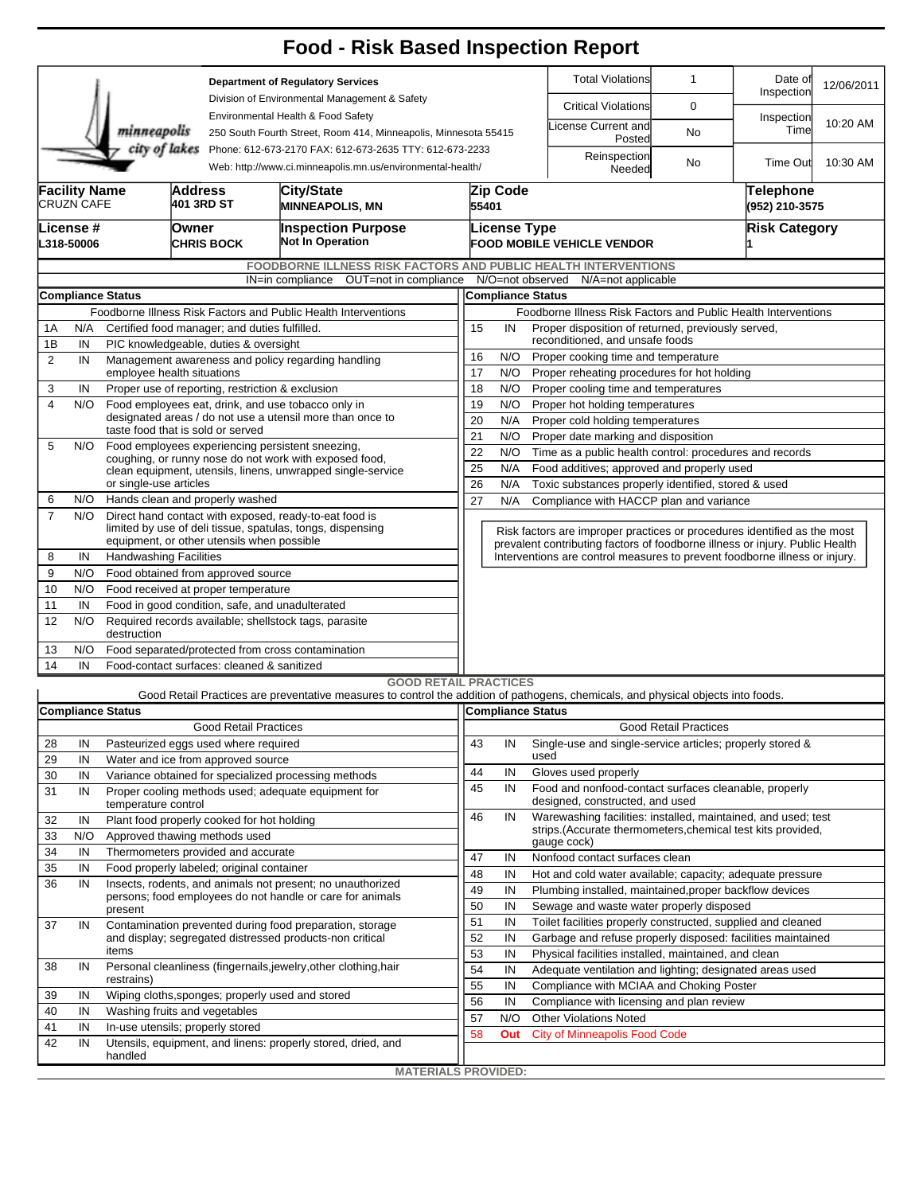# Food - Risk Based Inspection Report

Department of Regulatory Services
Division of Environmental Management & Safety
Environmental Health & Food Safety
250 South Fourth Street, Room 414, Minneapolis, Minnesota 55415
Phone: 612-673-2170 FAX: 612-673-2635 TTY: 612-673-2233
Web: http://www.ci.minneapolis.mn.us/environmental-health/

| | | | |
|---|---|---|---|
| Total Violations | 1 | Date of Inspection | 12/06/2011 |
| Critical Violations | 0 | Inspection Time | 10:20 AM |
| License Current and Posted | No | | |
| Reinspection Needed | No | Time Out | 10:30 AM |

| Facility Name | Address | City/State | Zip Code | Telephone |
|---|---|---|---|---|
| CRUZN CAFE | 401 3RD ST | MINNEAPOLIS, MN | 55401 | (952) 210-3575 |

| License # | Owner | Inspection Purpose | License Type | Risk Category |
|---|---|---|---|---|
| L318-50006 | CHRIS BOCK | Not In Operation | FOOD MOBILE VEHICLE VENDOR | 1 |

## FOODBORNE ILLNESS RISK FACTORS AND PUBLIC HEALTH INTERVENTIONS

IN=in compliance OUT=not in compliance N/O=not observed N/A=not applicable

| # | Compliance Status | Foodborne Illness Risk Factors and Public Health Interventions |
|---|---|---|
| 1A | N/A | Certified food manager; and duties fulfilled. |
| 1B | IN | PIC knowledgeable, duties & oversight |
| 2 | IN | Management awareness and policy regarding handling employee health situations |
| 3 | IN | Proper use of reporting, restriction & exclusion |
| 4 | N/O | Food employees eat, drink, and use tobacco only in designated areas / do not use a utensil more than once to taste food that is sold or served |
| 5 | N/O | Food employees experiencing persistent sneezing, coughing, or runny nose do not work with exposed food, clean equipment, utensils, linens, unwrapped single-service or single-use articles |
| 6 | N/O | Hands clean and properly washed |
| 7 | N/O | Direct hand contact with exposed, ready-to-eat food is limited by use of deli tissue, spatulas, tongs, dispensing equipment, or other utensils when possible |
| 8 | IN | Handwashing Facilities |
| 9 | N/O | Food obtained from approved source |
| 10 | N/O | Food received at proper temperature |
| 11 | IN | Food in good condition, safe, and unadulterated |
| 12 | N/O | Required records available; shellstock tags, parasite destruction |
| 13 | N/O | Food separated/protected from cross contamination |
| 14 | IN | Food-contact surfaces: cleaned & sanitized |
| 15 | IN | Proper disposition of returned, previously served, reconditioned, and unsafe foods |
| 16 | N/O | Proper cooking time and temperature |
| 17 | N/O | Proper reheating procedures for hot holding |
| 18 | N/O | Proper cooling time and temperatures |
| 19 | N/O | Proper hot holding temperatures |
| 20 | N/A | Proper cold holding temperatures |
| 21 | N/O | Proper date marking and disposition |
| 22 | N/O | Time as a public health control: procedures and records |
| 25 | N/A | Food additives; approved and properly used |
| 26 | N/A | Toxic substances properly identified, stored & used |
| 27 | N/A | Compliance with HACCP plan and variance |

Risk factors are improper practices or procedures identified as the most prevalent contributing factors of foodborne illness or injury. Public Health Interventions are control measures to prevent foodborne illness or injury.

## GOOD RETAIL PRACTICES

Good Retail Practices are preventative measures to control the addition of pathogens, chemicals, and physical objects into foods.

| # | Compliance Status | Good Retail Practices |
|---|---|---|
| 28 | IN | Pasteurized eggs used where required |
| 29 | IN | Water and ice from approved source |
| 30 | IN | Variance obtained for specialized processing methods |
| 31 | IN | Proper cooling methods used; adequate equipment for temperature control |
| 32 | IN | Plant food properly cooked for hot holding |
| 33 | N/O | Approved thawing methods used |
| 34 | IN | Thermometers provided and accurate |
| 35 | IN | Food properly labeled; original container |
| 36 | IN | Insects, rodents, and animals not present; no unauthorized persons; food employees do not handle or care for animals present |
| 37 | IN | Contamination prevented during food preparation, storage and display; segregated distressed products-non critical items |
| 38 | IN | Personal cleanliness (fingernails,jewelry,other clothing,hair restrains) |
| 39 | IN | Wiping cloths,sponges; properly used and stored |
| 40 | IN | Washing fruits and vegetables |
| 41 | IN | In-use utensils; properly stored |
| 42 | IN | Utensils, equipment, and linens: properly stored, dried, and handled |
| 43 | IN | Single-use and single-service articles; properly stored & used |
| 44 | IN | Gloves used properly |
| 45 | IN | Food and nonfood-contact surfaces cleanable, properly designed, constructed, and used |
| 46 | IN | Warewashing facilities: installed, maintained, and used; test strips.(Accurate thermometers,chemical test kits provided, gauge cock) |
| 47 | IN | Nonfood contact surfaces clean |
| 48 | IN | Hot and cold water available; capacity; adequate pressure |
| 49 | IN | Plumbing installed, maintained,proper backflow devices |
| 50 | IN | Sewage and waste water properly disposed |
| 51 | IN | Toilet facilities properly constructed, supplied and cleaned |
| 52 | IN | Garbage and refuse properly disposed: facilities maintained |
| 53 | IN | Physical facilities installed, maintained, and clean |
| 54 | IN | Adequate ventilation and lighting; designated areas used |
| 55 | IN | Compliance with MCIAA and Choking Poster |
| 56 | IN | Compliance with licensing and plan review |
| 57 | N/O | Other Violations Noted |
| 58 | Out | City of Minneapolis Food Code |

MATERIALS PROVIDED: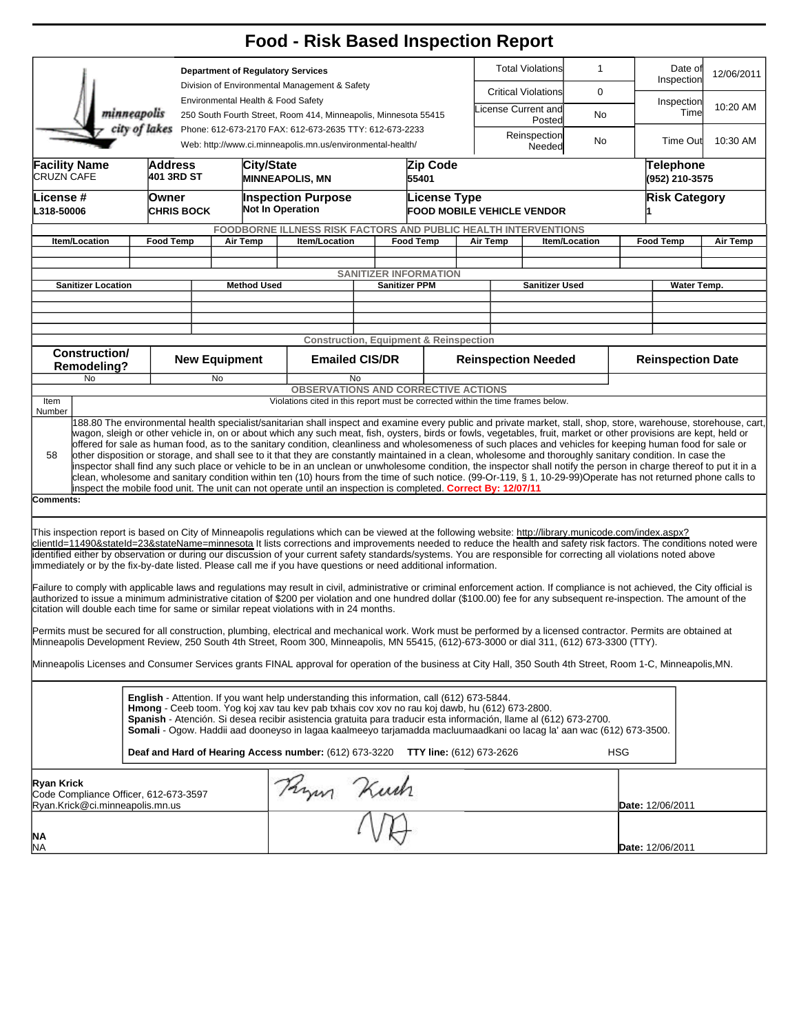# Food - Risk Based Inspection Report

| | | | | |
|---|---|---|---|---|
| **Department of Regulatory Services**<br>Division of Environmental Management & Safety<br>Environmental Health & Food Safety<br>250 South Fourth Street, Room 414, Minneapolis, Minnesota 55415<br>Phone: 612-673-2170 FAX: 612-673-2635 TTY: 612-673-2233<br>Web: http://www.ci.minneapolis.mn.us/environmental-health/ | Total Violations | 1 | Date of Inspection | 12/06/2011 |
| | Critical Violations | 0 | Inspection Time | 10:20 AM |
| | License Current and Posted | No | | |
| | Reinspection Needed | No | Time Out | 10:30 AM |

| Facility Name | Address | City/State | Zip Code | Telephone |
|---|---|---|---|---|
| CRUZN CAFE | 401 3RD ST | MINNEAPOLIS, MN | 55401 | (952) 210-3575 |

| License # | Owner | Inspection Purpose | License Type | Risk Category |
|---|---|---|---|---|
| L318-50006 | CHRIS BOCK | Not In Operation | FOOD MOBILE VEHICLE VENDOR | 1 |

**FOODBORNE ILLNESS RISK FACTORS AND PUBLIC HEALTH INTERVENTIONS**

| Item/Location | Food Temp | Air Temp | Item/Location | Food Temp | Air Temp | Item/Location | Food Temp | Air Temp |
|---|---|---|---|---|---|---|---|---|
| | | | | | | | | |

**SANITIZER INFORMATION**

| Sanitizer Location | Method Used | Sanitizer PPM | Sanitizer Used | Water Temp. |
|---|---|---|---|---|
| | | | | |

**Construction, Equipment & Reinspection**

| Construction/ Remodeling? | New Equipment | Emailed CIS/DR | Reinspection Needed | Reinspection Date |
|---|---|---|---|---|
| No | No | No | | |

**OBSERVATIONS AND CORRECTIVE ACTIONS**

| Item Number | Violations cited in this report must be corrected within the time frames below. |
|---|---|
| 58 | 188.80 The environmental health specialist/sanitarian shall inspect and examine every public and private market, stall, shop, store, warehouse, storehouse, cart, wagon, sleigh or other vehicle in, on or about which any such meat, fish, oysters, birds or fowls, vegetables, fruit, market or other provisions are kept, held or offered for sale as human food, as to the sanitary condition, cleanliness and wholesomeness of such places and vehicles for keeping human food for sale or other disposition or storage, and shall see to it that they are constantly maintained in a clean, wholesome and thoroughly sanitary condition. In case the inspector shall find any such place or vehicle to be in an unclean or unwholesome condition, the inspector shall notify the person in charge thereof to put it in a clean, wholesome and sanitary condition within ten (10) hours from the time of such notice. (99-Or-119, § 1, 10-29-99)Operate has not returned phone calls to inspect the mobile food unit. The unit can not operate until an inspection is completed. **Correct By: 12/07/11** |

**Comments:**

This inspection report is based on City of Minneapolis regulations which can be viewed at the following website: http://library.municode.com/index.aspx?clientId=11490&stateId=23&stateName=minnesota It lists corrections and improvements needed to reduce the health and safety risk factors. The conditions noted were identified either by observation or during our discussion of your current safety standards/systems. You are responsible for correcting all violations noted above immediately or by the fix-by-date listed. Please call me if you have questions or need additional information.

Failure to comply with applicable laws and regulations may result in civil, administrative or criminal enforcement action. If compliance is not achieved, the City official is authorized to issue a minimum administrative citation of $200 per violation and one hundred dollar ($100.00) fee for any subsequent re-inspection. The amount of the citation will double each time for same or similar repeat violations with in 24 months.

Permits must be secured for all construction, plumbing, electrical and mechanical work. Work must be performed by a licensed contractor. Permits are obtained at Minneapolis Development Review, 250 South 4th Street, Room 300, Minneapolis, MN 55415, (612)-673-3000 or dial 311, (612) 673-3300 (TTY).

Minneapolis Licenses and Consumer Services grants FINAL approval for operation of the business at City Hall, 350 South 4th Street, Room 1-C, Minneapolis,MN.

**English** - Attention. If you want help understanding this information, call (612) 673-5844.
**Hmong** - Ceeb toom. Yog koj xav tau kev pab txhais cov xov no rau koj dawb, hu (612) 673-2800.
**Spanish** - Atención. Si desea recibir asistencia gratuita para traducir esta información, llame al (612) 673-2700.
**Somali** - Ogow. Haddii aad dooneyso in lagaa kaalmeeyo tarjamadda macluumaadkani oo lacag la' aan wac (612) 673-3500.

**Deaf and Hard of Hearing Access number:** (612) 673-3220 **TTY line:** (612) 673-2626 HSG

**Ryan Krick**
Code Compliance Officer, 612-673-3597
Ryan.Krick@ci.minneapolis.mn.us
**Date:** 12/06/2011

**NA**
NA
**Date:** 12/06/2011